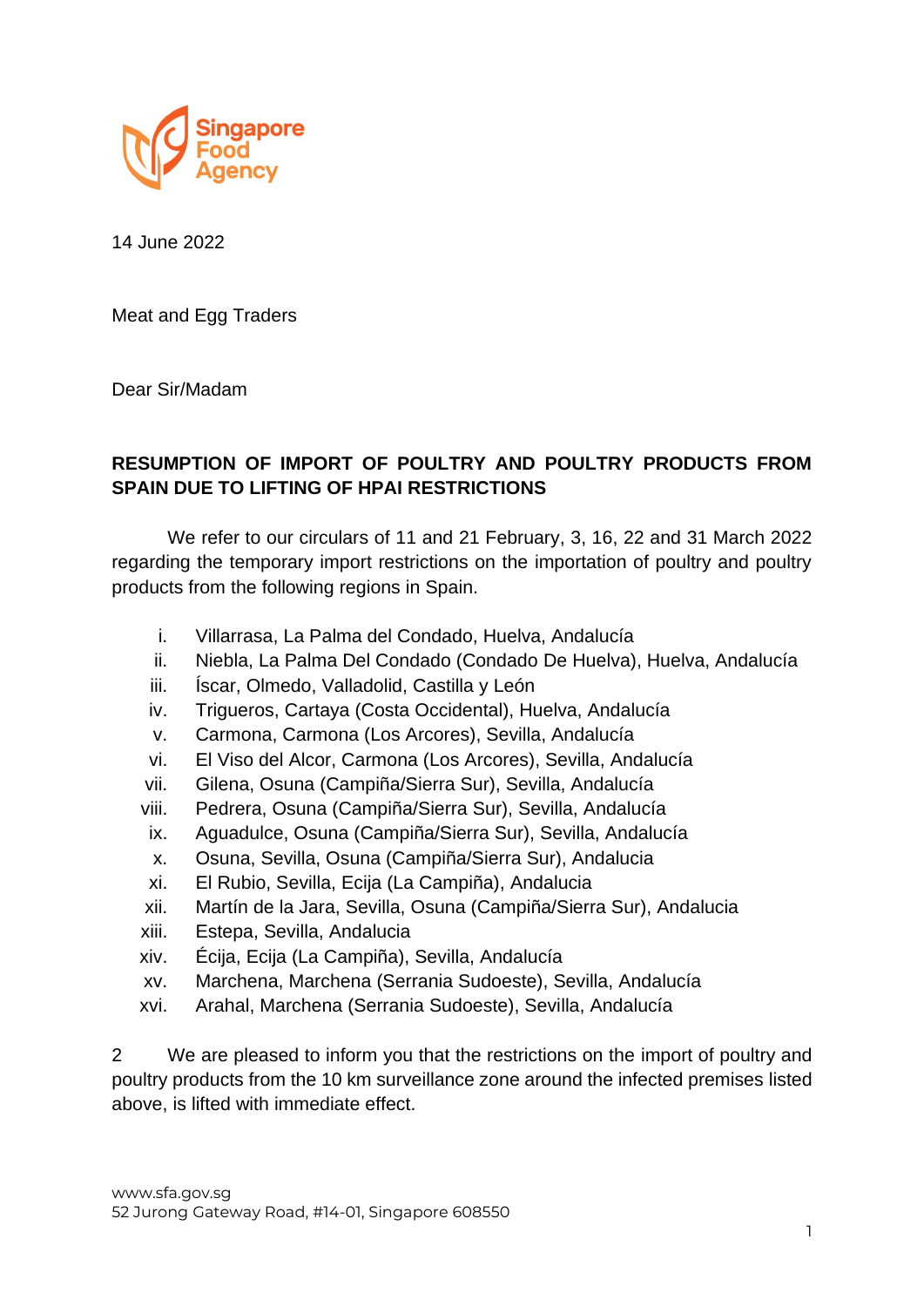14 June 2022

Meat and Egg Traders

Dear Sir/Madam

**RESUMPTION OF IMPORT OF POULTRY AND POULTRY PRODUCTS FROM SPAIN DUE TO LIFTING OF HPAI RESTRICTIONS**

We refer to our circulars of 11 and 21 February, 3, 16, 22 and 31 March 2022 regarding the temporary import restrictions on the importation of poultry and poultry products from the following regions in Spain.

i. Villarrasa, La Palma del Condado, Huelva, Andalucía
ii. Niebla, La Palma Del Condado (Condado De Huelva), Huelva, Andalucía
iii. Íscar, Olmedo, Valladolid, Castilla y León
iv. Trigueros, Cartaya (Costa Occidental), Huelva, Andalucía
v. Carmona, Carmona (Los Arcores), Sevilla, Andalucía
vi. El Viso del Alcor, Carmona (Los Arcores), Sevilla, Andalucía
vii. Gilena, Osuna (Campiña/Sierra Sur), Sevilla, Andalucía
viii. Pedrera, Osuna (Campiña/Sierra Sur), Sevilla, Andalucía
ix. Aguadulce, Osuna (Campiña/Sierra Sur), Sevilla, Andalucía
x. Osuna, Sevilla, Osuna (Campiña/Sierra Sur), Andalucia
xi. El Rubio, Sevilla, Ecija (La Campiña), Andalucia
xii. Martín de la Jara, Sevilla, Osuna (Campiña/Sierra Sur), Andalucia
xiii. Estepa, Sevilla, Andalucia
xiv. Écija, Ecija (La Campiña), Sevilla, Andalucía
xv. Marchena, Marchena (Serrania Sudoeste), Sevilla, Andalucía
xvi. Arahal, Marchena (Serrania Sudoeste), Sevilla, Andalucía

2 We are pleased to inform you that the restrictions on the import of poultry and poultry products from the 10 km surveillance zone around the infected premises listed above, is lifted with immediate effect.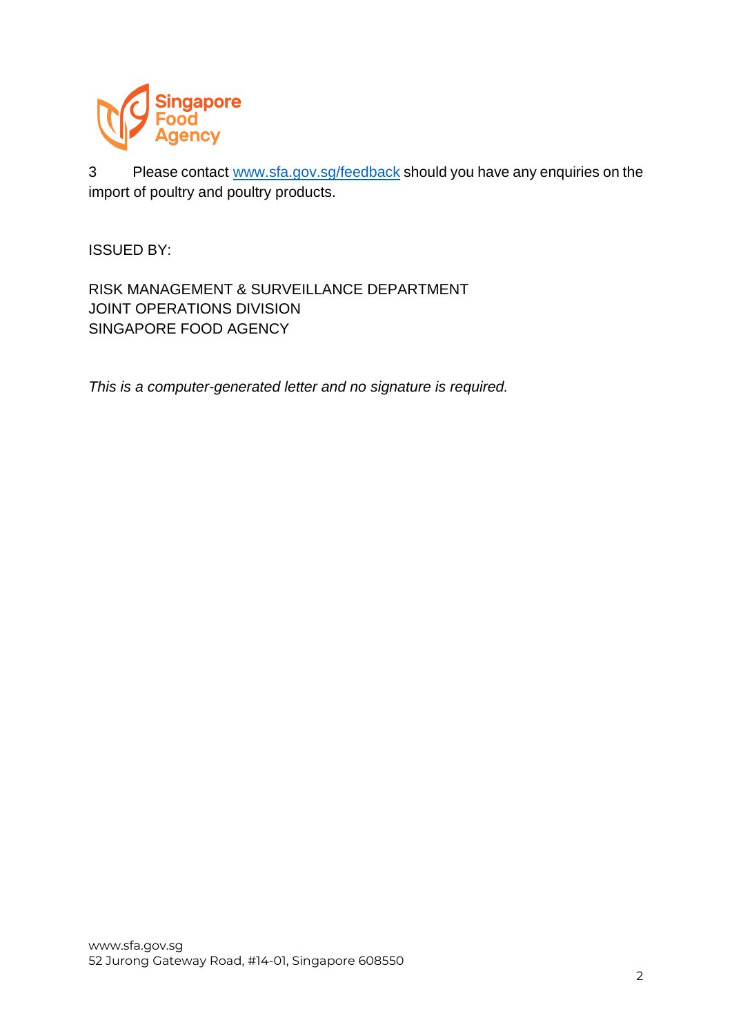3 Please contact [www.sfa.gov.sg/feedback](http://www.sfa.gov.sg/feedback) should you have any enquiries on the import of poultry and poultry products.

ISSUED BY:

RISK MANAGEMENT & SURVEILLANCE DEPARTMENT
JOINT OPERATIONS DIVISION
SINGAPORE FOOD AGENCY

*This is a computer-generated letter and no signature is required.*